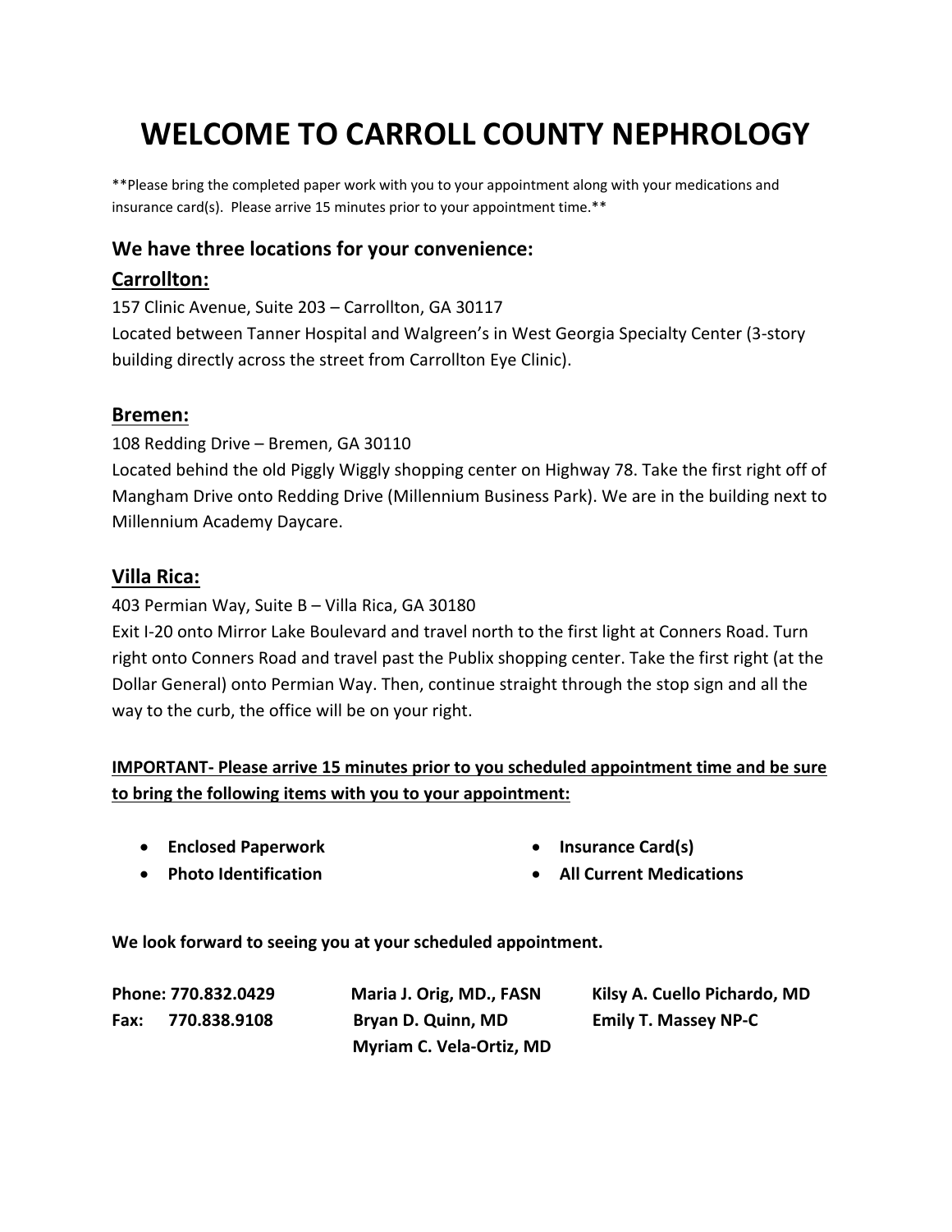# WELCOME TO CARROLL COUNTY NEPHROLOGY

**Please bring the completed paper work with you to your appointment along with your medications and insurance card(s). Please arrive 15 minutes prior to your appointment time.**

### We have three locations for your convenience:

### Carrollton:

157 Clinic Avenue, Suite 203 – Carrollton, GA 30117
Located between Tanner Hospital and Walgreen's in West Georgia Specialty Center (3-story building directly across the street from Carrollton Eye Clinic).

### Bremen:

108 Redding Drive – Bremen, GA 30110
Located behind the old Piggly Wiggly shopping center on Highway 78. Take the first right off of Mangham Drive onto Redding Drive (Millennium Business Park). We are in the building next to Millennium Academy Daycare.

### Villa Rica:

403 Permian Way, Suite B – Villa Rica, GA 30180
Exit I-20 onto Mirror Lake Boulevard and travel north to the first light at Conners Road. Turn right onto Conners Road and travel past the Publix shopping center. Take the first right (at the Dollar General) onto Permian Way. Then, continue straight through the stop sign and all the way to the curb, the office will be on your right.

**IMPORTANT- Please arrive 15 minutes prior to you scheduled appointment time and be sure to bring the following items with you to your appointment:**

- **Enclosed Paperwork**
- **Photo Identification**
- **Insurance Card(s)**
- **All Current Medications**

**We look forward to seeing you at your scheduled appointment.**

**Phone: 770.832.0429**
**Fax: 770.838.9108**

**Maria J. Orig, MD., FASN**
**Bryan D. Quinn, MD**
**Myriam C. Vela-Ortiz, MD**
**Kilsy A. Cuello Pichardo, MD**
**Emily T. Massey NP-C**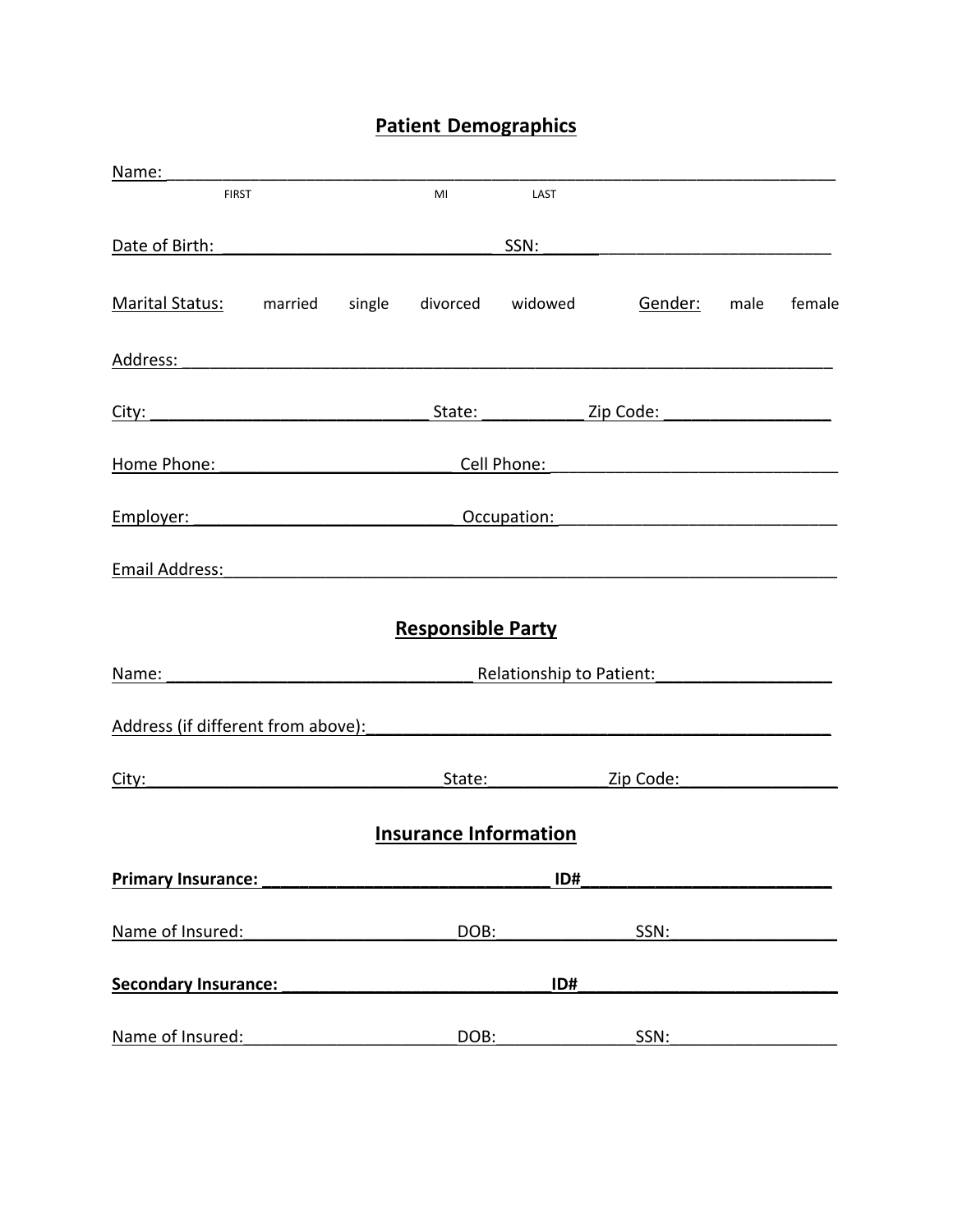## Patient Demographics

Name: ___________________________________________________________________________

FIRST MI LAST

Date of Birth: ______________________________ SSN: _________________________________

Marital Status: married single divorced widowed **Gender:** male female

Address: ________________________________________________________________________

City: ______________________________ State: ___________ Zip Code: __________________

Home Phone: _________________________ Cell Phone: ______________________________

Employer: ____________________________ Occupation: _____________________________

Email Address: ____________________________________________________________________

## Responsible Party

Name: __________________________________ Relationship to Patient: ___________________

Address (if different from above): ___________________________________________________

City: _______________________________ State: ____________ Zip Code: ________________

## Insurance Information

**Primary Insurance: _______________________________ ID# ___________________________**

Name of Insured: ______________________ DOB: _______________ SSN: __________________

**Secondary Insurance: _____________________________ ID# ___________________________**

Name of Insured: ______________________ DOB: _______________ SSN: __________________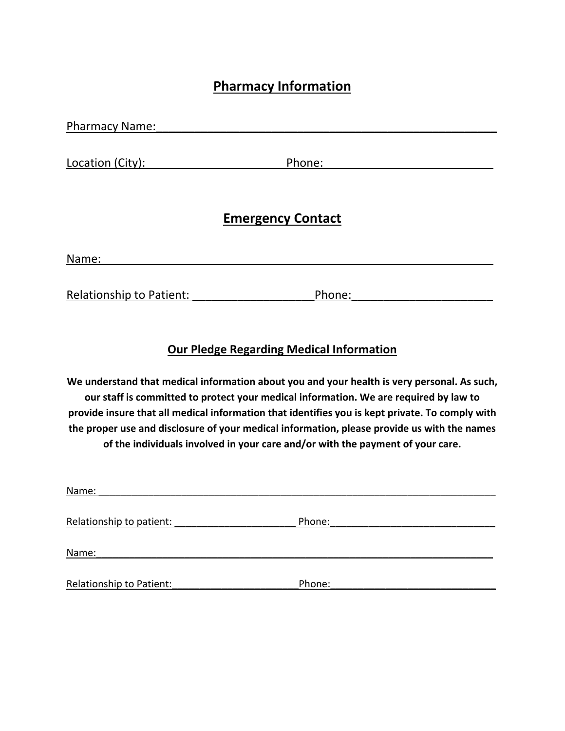## Pharmacy Information

Pharmacy Name:____________________________________________________________

Location (City):________________________ Phone:____________________________

## Emergency Contact

Name:______________________________________________________________________

Relationship to Patient: ____________________Phone:_______________________

## Our Pledge Regarding Medical Information

**We understand that medical information about you and your health is very personal. As such, our staff is committed to protect your medical information. We are required by law to provide insure that all medical information that identifies you is kept private. To comply with the proper use and disclosure of your medical information, please provide us with the names of the individuals involved in your care and/or with the payment of your care.**

Name: ______________________________________________________________________

Relationship to patient: ______________________ Phone:______________________________

Name:______________________________________________________________________

Relationship to Patient:_______________________Phone:______________________________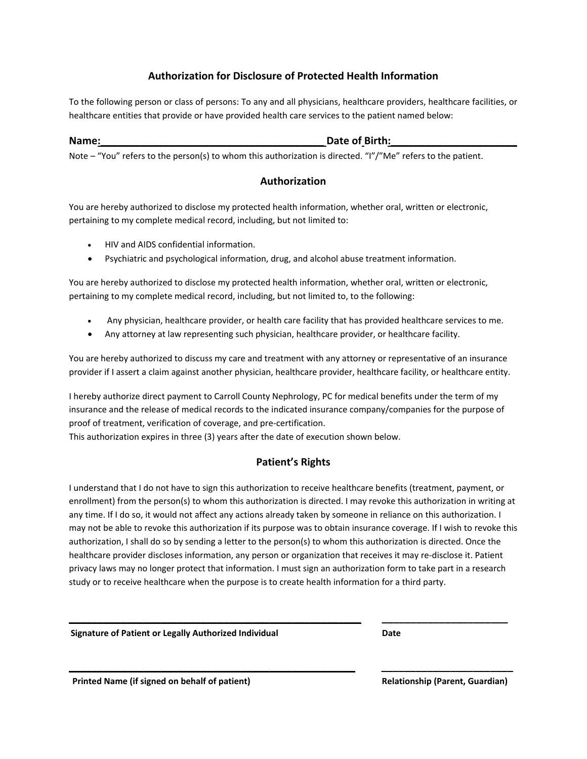## Authorization for Disclosure of Protected Health Information

To the following person or class of persons: To any and all physicians, healthcare providers, healthcare facilities, or healthcare entities that provide or have provided health care services to the patient named below:

**Name:_______________________________________ Date of Birth:_____________________**

Note – "You" refers to the person(s) to whom this authorization is directed. "I"/"Me" refers to the patient.

## Authorization

You are hereby authorized to disclose my protected health information, whether oral, written or electronic, pertaining to my complete medical record, including, but not limited to:

- HIV and AIDS confidential information.
- Psychiatric and psychological information, drug, and alcohol abuse treatment information.

You are hereby authorized to disclose my protected health information, whether oral, written or electronic, pertaining to my complete medical record, including, but not limited to, to the following:

- Any physician, healthcare provider, or health care facility that has provided healthcare services to me.
- Any attorney at law representing such physician, healthcare provider, or healthcare facility.

You are hereby authorized to discuss my care and treatment with any attorney or representative of an insurance provider if I assert a claim against another physician, healthcare provider, healthcare facility, or healthcare entity.

I hereby authorize direct payment to Carroll County Nephrology, PC for medical benefits under the term of my insurance and the release of medical records to the indicated insurance company/companies for the purpose of proof of treatment, verification of coverage, and pre-certification.
This authorization expires in three (3) years after the date of execution shown below.

## Patient's Rights

I understand that I do not have to sign this authorization to receive healthcare benefits (treatment, payment, or enrollment) from the person(s) to whom this authorization is directed. I may revoke this authorization in writing at any time. If I do so, it would not affect any actions already taken by someone in reliance on this authorization. I may not be able to revoke this authorization if its purpose was to obtain insurance coverage. If I wish to revoke this authorization, I shall do so by sending a letter to the person(s) to whom this authorization is directed. Once the healthcare provider discloses information, any person or organization that receives it may re-disclose it. Patient privacy laws may no longer protect that information. I must sign an authorization form to take part in a research study or to receive healthcare when the purpose is to create health information for a third party.

_______________________________________________ ________________________

**Signature of Patient or Legally Authorized Individual** **Date**

_______________________________________________ ________________________

**Printed Name (if signed on behalf of patient)** **Relationship (Parent, Guardian)**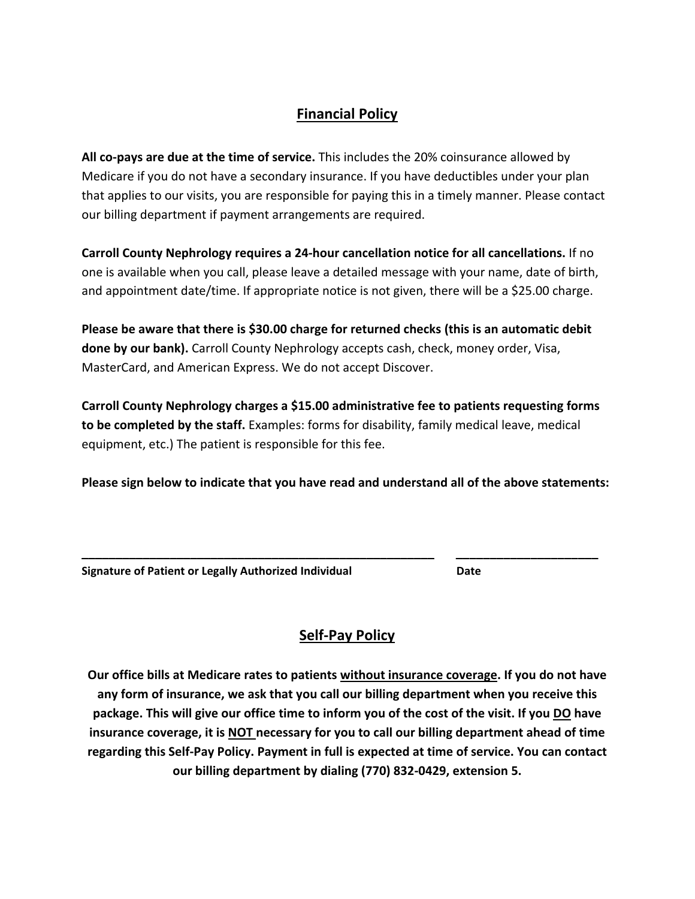## Financial Policy

**All co-pays are due at the time of service.** This includes the 20% coinsurance allowed by Medicare if you do not have a secondary insurance. If you have deductibles under your plan that applies to our visits, you are responsible for paying this in a timely manner. Please contact our billing department if payment arrangements are required.

**Carroll County Nephrology requires a 24-hour cancellation notice for all cancellations.** If no one is available when you call, please leave a detailed message with your name, date of birth, and appointment date/time. If appropriate notice is not given, there will be a $25.00 charge.

**Please be aware that there is $30.00 charge for returned checks (this is an automatic debit done by our bank).** Carroll County Nephrology accepts cash, check, money order, Visa, MasterCard, and American Express. We do not accept Discover.

**Carroll County Nephrology charges a $15.00 administrative fee to patients requesting forms to be completed by the staff.** Examples: forms for disability, family medical leave, medical equipment, etc.) The patient is responsible for this fee.

**Please sign below to indicate that you have read and understand all of the above statements:**

_______________________________________________________ ______________________

**Signature of Patient or Legally Authorized Individual** **Date**

## Self-Pay Policy

**Our office bills at Medicare rates to patients <u>without insurance coverage</u>. If you do not have any form of insurance, we ask that you call our billing department when you receive this package. This will give our office time to inform you of the cost of the visit. If you <u>DO</u> have insurance coverage, it is <u>NOT</u> necessary for you to call our billing department ahead of time regarding this Self-Pay Policy. Payment in full is expected at time of service. You can contact our billing department by dialing (770) 832-0429, extension 5.**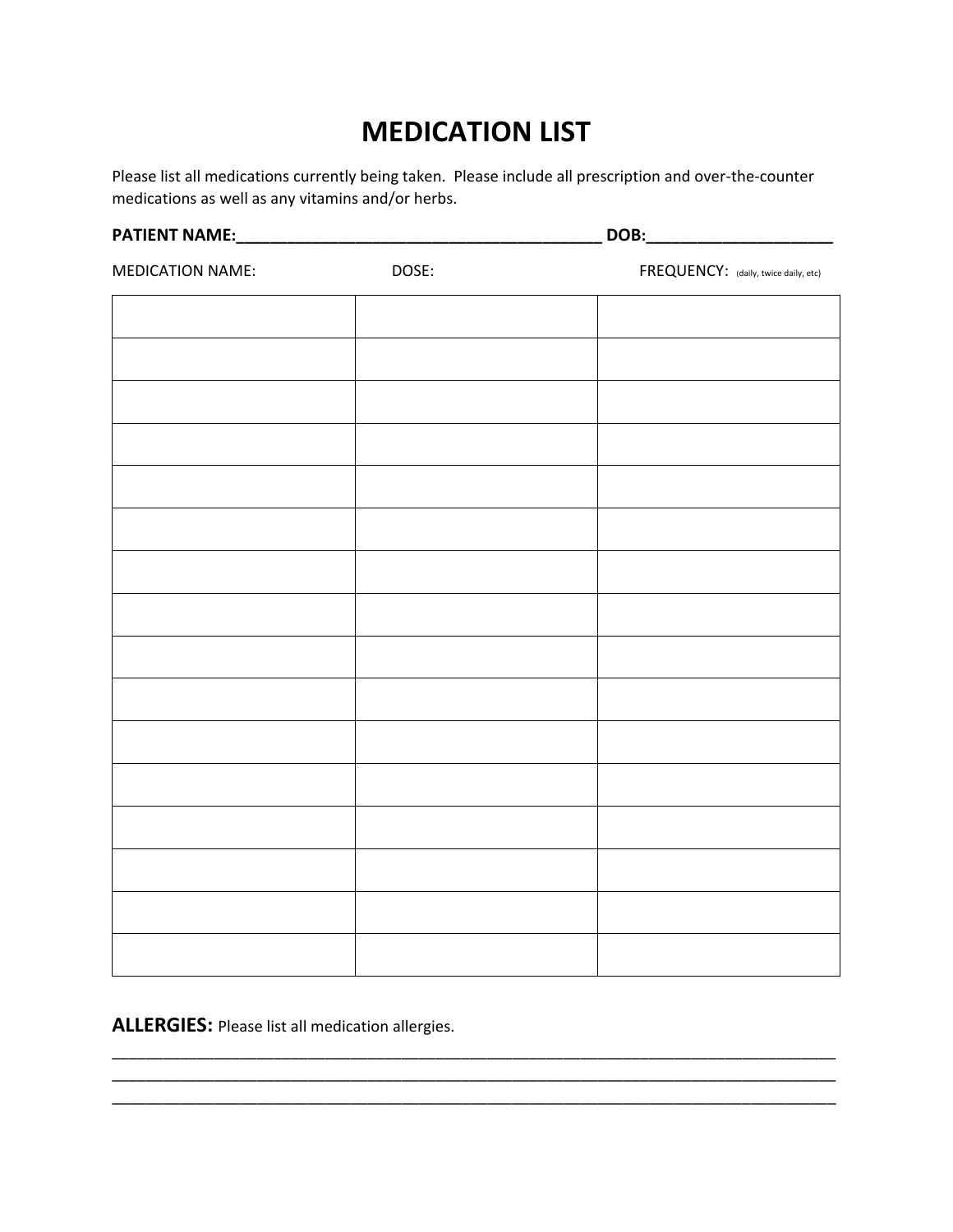# MEDICATION LIST

Please list all medications currently being taken. Please include all prescription and over-the-counter medications as well as any vitamins and/or herbs.

**PATIENT NAME:_________________________________________ DOB:____________________**

| MEDICATION NAME: | DOSE: | FREQUENCY: (daily, twice daily, etc) |
|---|---|---|
| | | |
| | | |
| | | |
| | | |
| | | |
| | | |
| | | |
| | | |
| | | |
| | | |
| | | |
| | | |
| | | |
| | | |
| | | |
| | | |

**ALLERGIES:** Please list all medication allergies.

___________________________________________________________________________

___________________________________________________________________________

___________________________________________________________________________